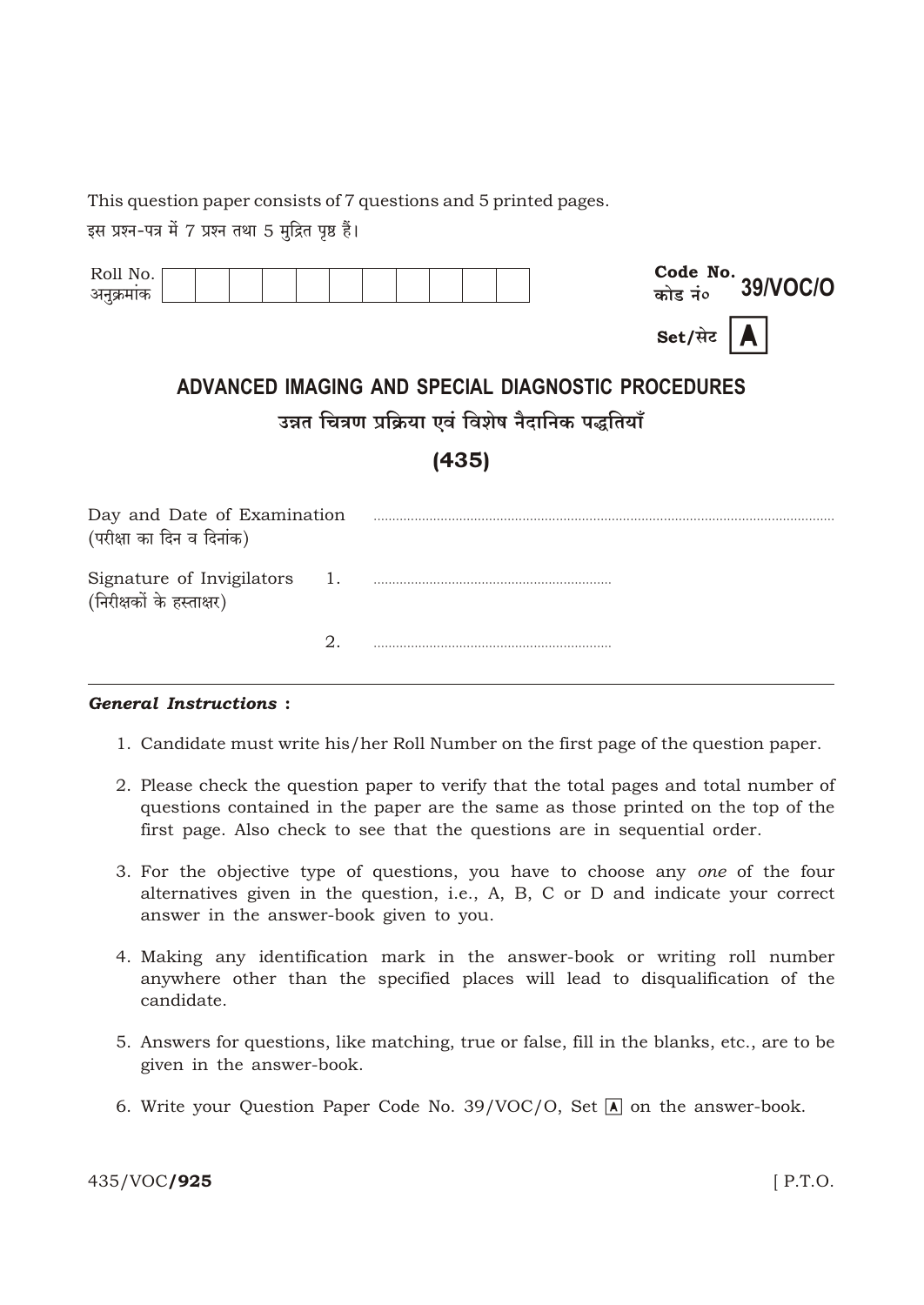This question paper consists of 7 questions and 5 printed pages.

इस प्रश्न-पत्र में 7 प्रश्न तथा 5 मुद्रित पृष्ठ हैं।

| Roll No. अनुक्रमांक | | | | | | | | | | | |
|---|---|---|---|---|---|---|---|---|---|---|---|

**Code No. कोड नं० 39/VOC/O**

**Set/सेट A**

# ADVANCED IMAGING AND SPECIAL DIAGNOSTIC PROCEDURES

## उन्नत चित्रण प्रक्रिया एवं विशेष नैदानिक पद्धतियाँ

## (435)

Day and Date of Examination (परीक्षा का दिन व दिनांक) ..........................................

Signature of Invigilators (निरीक्षकों के हस्ताक्षर)

1. ..........................................

2. ..........................................

***General Instructions* :**

1. Candidate must write his/her Roll Number on the first page of the question paper.
2. Please check the question paper to verify that the total pages and total number of questions contained in the paper are the same as those printed on the top of the first page. Also check to see that the questions are in sequential order.
3. For the objective type of questions, you have to choose any *one* of the four alternatives given in the question, i.e., A, B, C or D and indicate your correct answer in the answer-book given to you.
4. Making any identification mark in the answer-book or writing roll number anywhere other than the specified places will lead to disqualification of the candidate.
5. Answers for questions, like matching, true or false, fill in the blanks, etc., are to be given in the answer-book.
6. Write your Question Paper Code No. 39/VOC/O, Set A on the answer-book.

435/VOC/**925** [ P.T.O.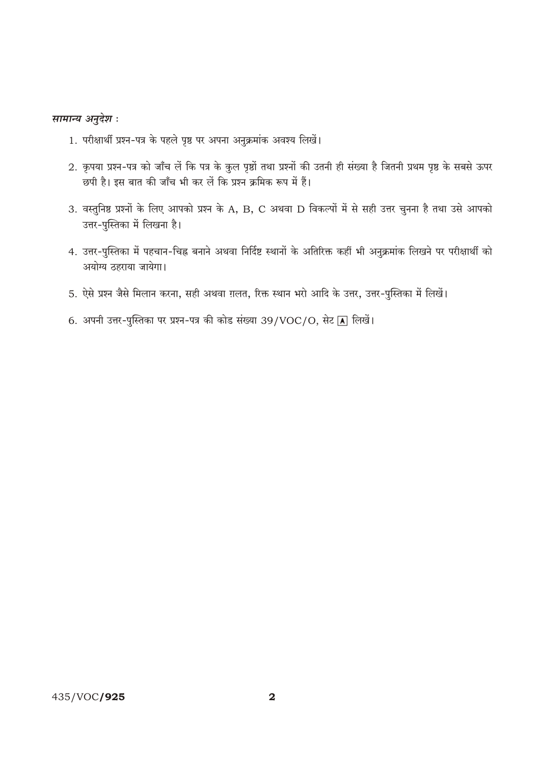*सामान्य अनुदेश :*

1. परीक्षार्थी प्रश्न-पत्र के पहले पृष्ठ पर अपना अनुक्रमांक अवश्य लिखें।
2. कृपया प्रश्न-पत्र को जाँच लें कि पत्र के कुल पृष्ठों तथा प्रश्नों की उतनी ही संख्या है जितनी प्रथम पृष्ठ के सबसे ऊपर छपी है। इस बात की जाँच भी कर लें कि प्रश्न क्रमिक रूप में हैं।
3. वस्तुनिष्ठ प्रश्नों के लिए आपको प्रश्न के A, B, C अथवा D विकल्पों में से सही उत्तर चुनना है तथा उसे आपको उत्तर-पुस्तिका में लिखना है।
4. उत्तर-पुस्तिका में पहचान-चिह्न बनाने अथवा निर्दिष्ट स्थानों के अतिरिक्त कहीं भी अनुक्रमांक लिखने पर परीक्षार्थी को अयोग्य ठहराया जायेगा।
5. ऐसे प्रश्न जैसे मिलान करना, सही अथवा ग़लत, रिक्त स्थान भरो आदि के उत्तर, उत्तर-पुस्तिका में लिखें।
6. अपनी उत्तर-पुस्तिका पर प्रश्न-पत्र की कोड संख्या 39/VOC/O, सेट [A] लिखें।

435/VOC/**925**